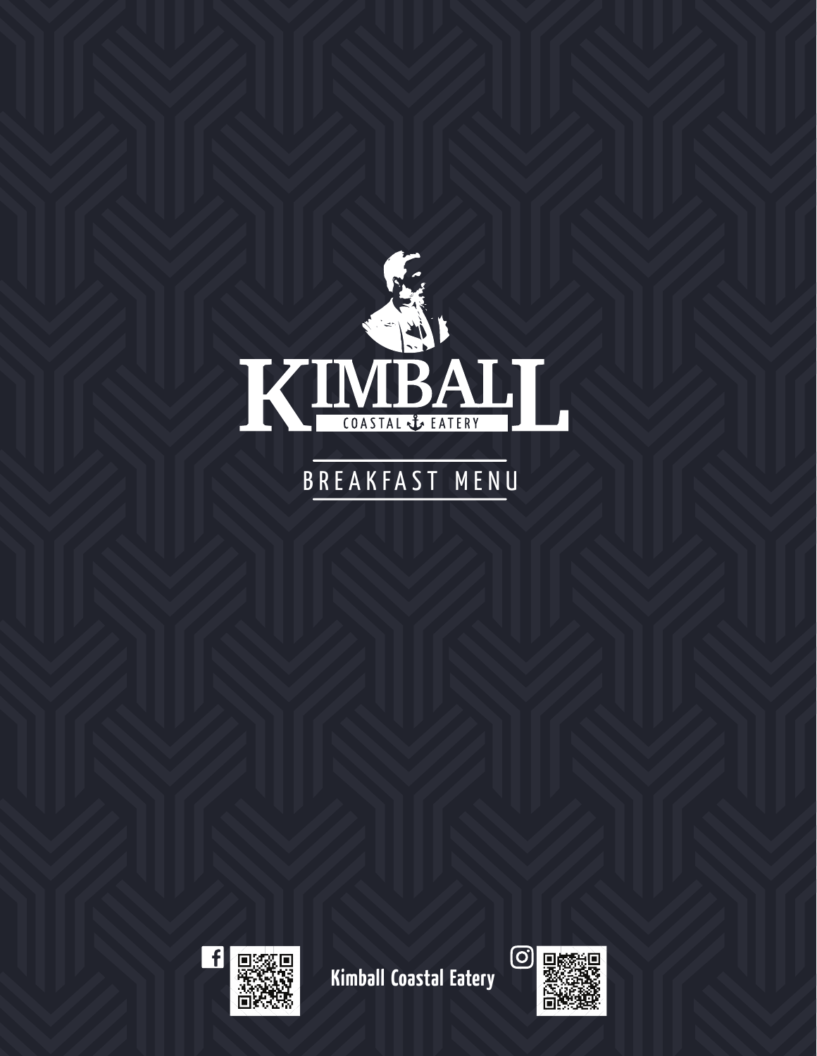# KIMBALL

COASTAL EATERY

## BREAKFAST MENU

Kimball Coastal Eatery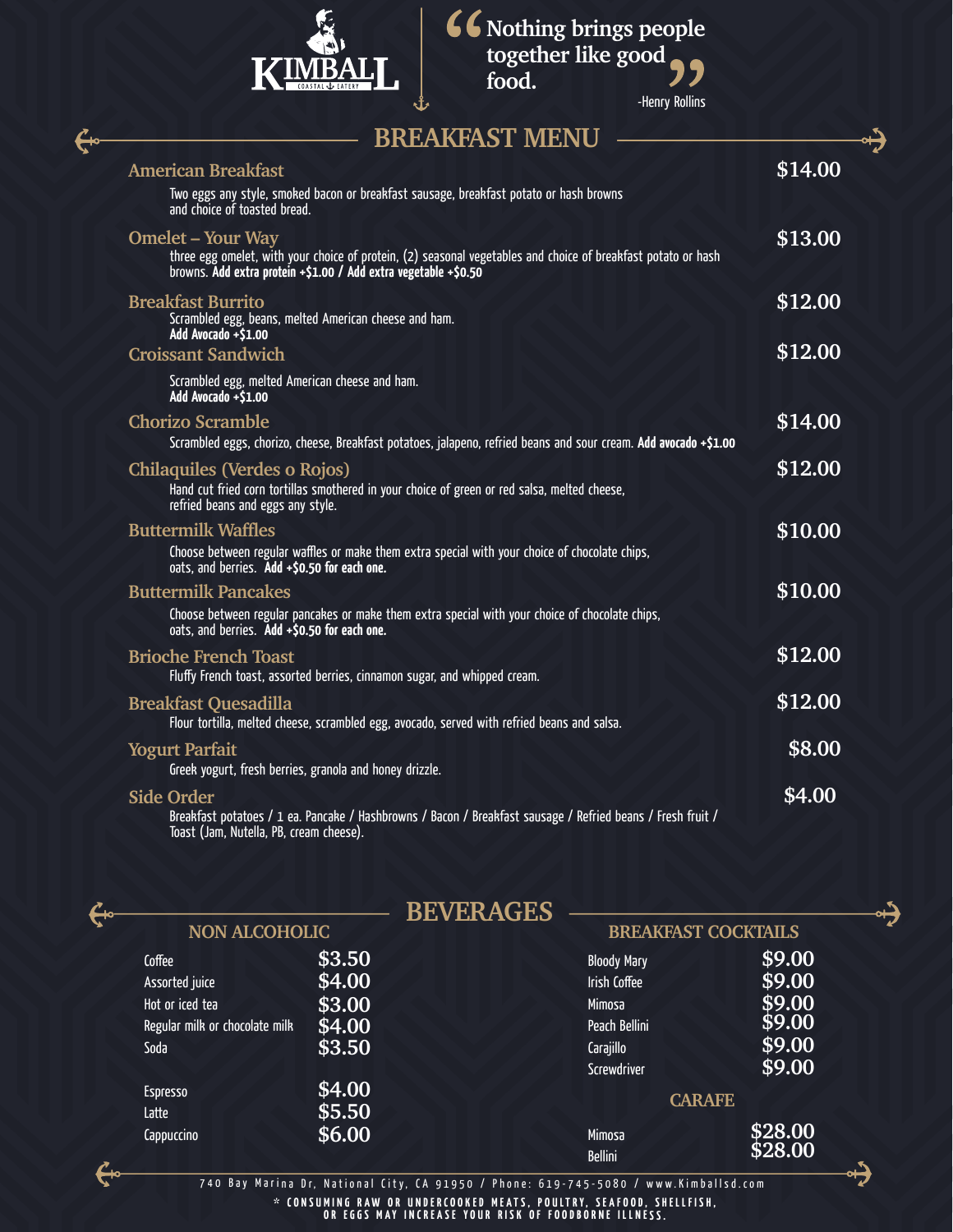KIMBALL
COASTAL EATERY

"Nothing brings people together like good food."
-Henry Rollins

# BREAKFAST MENU

### American Breakfast — $14.00
Two eggs any style, smoked bacon or breakfast sausage, breakfast potato or hash browns and choice of toasted bread.

### Omelet – Your Way — $13.00
three egg omelet, with your choice of protein, (2) seasonal vegetables and choice of breakfast potato or hash browns. **Add extra protein +$1.00 / Add extra vegetable +$0.50**

### Breakfast Burrito — $12.00
Scrambled egg, beans, melted American cheese and ham.
**Add Avocado +$1.00**

### Croissant Sandwich — $12.00
Scrambled egg, melted American cheese and ham.
**Add Avocado +$1.00**

### Chorizo Scramble — $14.00
Scrambled eggs, chorizo, cheese, Breakfast potatoes, jalapeno, refried beans and sour cream. **Add avocado +$1.00**

### Chilaquiles (Verdes o Rojos) — $12.00
Hand cut fried corn tortillas smothered in your choice of green or red salsa, melted cheese, refried beans and eggs any style.

### Buttermilk Waffles — $10.00
Choose between regular waffles or make them extra special with your choice of chocolate chips, oats, and berries. **Add +$0.50 for each one.**

### Buttermilk Pancakes — $10.00
Choose between regular pancakes or make them extra special with your choice of chocolate chips, oats, and berries. **Add +$0.50 for each one.**

### Brioche French Toast — $12.00
Fluffy French toast, assorted berries, cinnamon sugar, and whipped cream.

### Breakfast Quesadilla — $12.00
Flour tortilla, melted cheese, scrambled egg, avocado, served with refried beans and salsa.

### Yogurt Parfait — $8.00
Greek yogurt, fresh berries, granola and honey drizzle.

### Side Order — $4.00
Breakfast potatoes / 1 ea. Pancake / Hashbrowns / Bacon / Breakfast sausage / Refried beans / Fresh fruit / Toast (Jam, Nutella, PB, cream cheese).

# BEVERAGES

## NON ALCOHOLIC

| | |
|---|---|
| Coffee | $3.50 |
| Assorted juice | $4.00 |
| Hot or iced tea | $3.00 |
| Regular milk or chocolate milk | $4.00 |
| Soda | $3.50 |
| Espresso | $4.00 |
| Latte | $5.50 |
| Cappuccino | $6.00 |

## BREAKFAST COCKTAILS

| | |
|---|---|
| Bloody Mary | $9.00 |
| Irish Coffee | $9.00 |
| Mimosa | $9.00 |
| Peach Bellini | $9.00 |
| Carajillo | $9.00 |
| Screwdriver | $9.00 |

## CARAFE

| | |
|---|---|
| Mimosa | $28.00 |
| Bellini | $28.00 |

740 Bay Marina Dr, National City, CA 91950 / Phone: 619-745-5080 / www.Kimballsd.com

**\* CONSUMING RAW OR UNDERCOOKED MEATS, POULTRY, SEAFOOD, SHELLFISH, OR EGGS MAY INCREASE YOUR RISK OF FOODBORNE ILLNESS.**